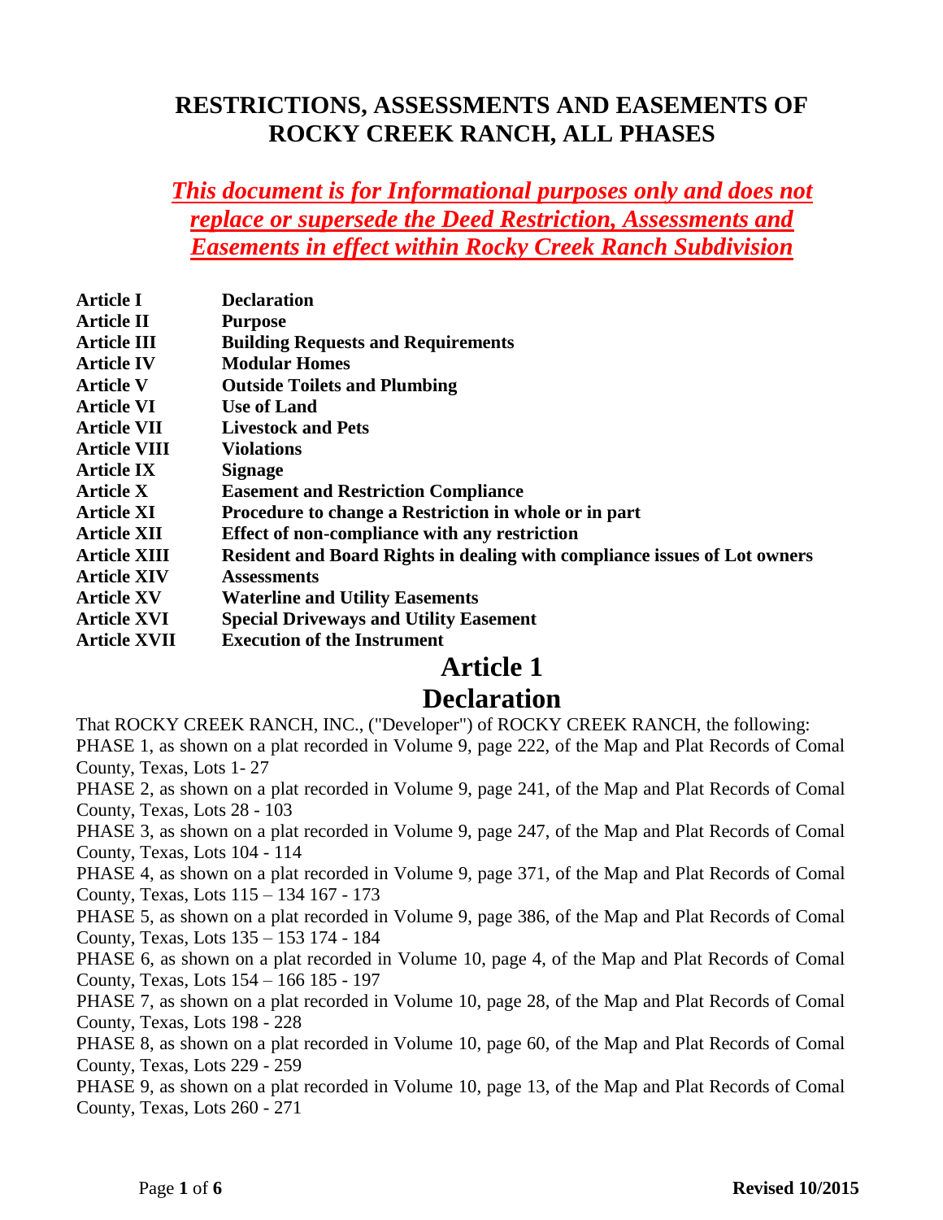# RESTRICTIONS, ASSESSMENTS AND EASEMENTS OF ROCKY CREEK RANCH, ALL PHASES

***This document is for Informational purposes only and does not replace or supersede the Deed Restriction, Assessments and Easements in effect within Rocky Creek Ranch Subdivision***

| | |
|---|---|
| **Article I** | **Declaration** |
| **Article II** | **Purpose** |
| **Article III** | **Building Requests and Requirements** |
| **Article IV** | **Modular Homes** |
| **Article V** | **Outside Toilets and Plumbing** |
| **Article VI** | **Use of Land** |
| **Article VII** | **Livestock and Pets** |
| **Article VIII** | **Violations** |
| **Article IX** | **Signage** |
| **Article X** | **Easement and Restriction Compliance** |
| **Article XI** | **Procedure to change a Restriction in whole or in part** |
| **Article XII** | **Effect of non-compliance with any restriction** |
| **Article XIII** | **Resident and Board Rights in dealing with compliance issues of Lot owners** |
| **Article XIV** | **Assessments** |
| **Article XV** | **Waterline and Utility Easements** |
| **Article XVI** | **Special Driveways and Utility Easement** |
| **Article XVII** | **Execution of the Instrument** |

## Article 1
## Declaration

That ROCKY CREEK RANCH, INC., ("Developer") of ROCKY CREEK RANCH, the following:

PHASE 1, as shown on a plat recorded in Volume 9, page 222, of the Map and Plat Records of Comal County, Texas, Lots 1- 27

PHASE 2, as shown on a plat recorded in Volume 9, page 241, of the Map and Plat Records of Comal County, Texas, Lots 28 - 103

PHASE 3, as shown on a plat recorded in Volume 9, page 247, of the Map and Plat Records of Comal County, Texas, Lots 104 - 114

PHASE 4, as shown on a plat recorded in Volume 9, page 371, of the Map and Plat Records of Comal County, Texas, Lots 115 – 134 167 - 173

PHASE 5, as shown on a plat recorded in Volume 9, page 386, of the Map and Plat Records of Comal County, Texas, Lots 135 – 153 174 - 184

PHASE 6, as shown on a plat recorded in Volume 10, page 4, of the Map and Plat Records of Comal County, Texas, Lots 154 – 166 185 - 197

PHASE 7, as shown on a plat recorded in Volume 10, page 28, of the Map and Plat Records of Comal County, Texas, Lots 198 - 228

PHASE 8, as shown on a plat recorded in Volume 10, page 60, of the Map and Plat Records of Comal County, Texas, Lots 229 - 259

PHASE 9, as shown on a plat recorded in Volume 10, page 13, of the Map and Plat Records of Comal County, Texas, Lots 260 - 271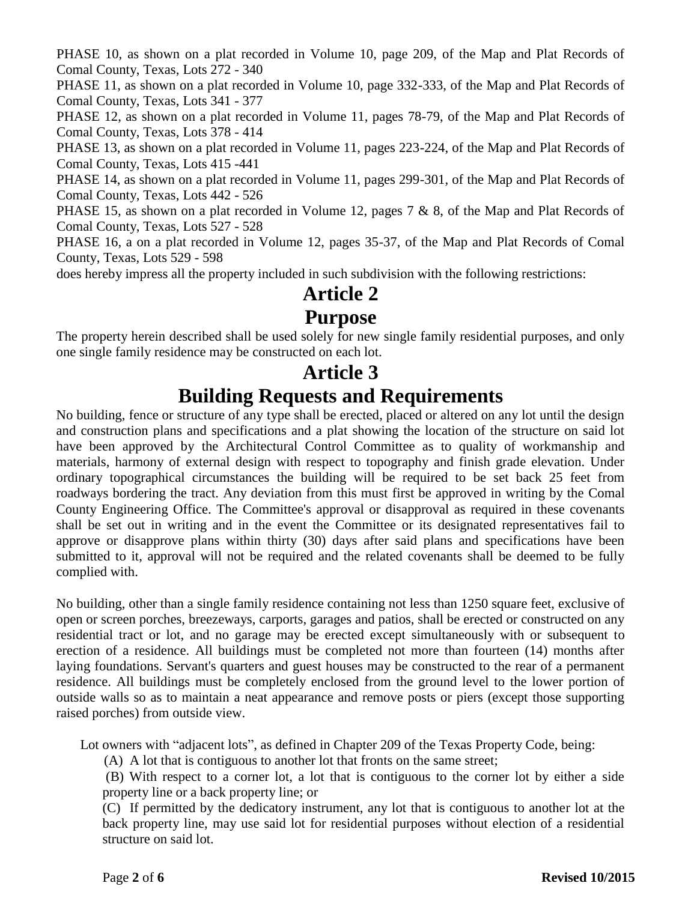PHASE 10, as shown on a plat recorded in Volume 10, page 209, of the Map and Plat Records of Comal County, Texas, Lots 272 - 340

PHASE 11, as shown on a plat recorded in Volume 10, page 332-333, of the Map and Plat Records of Comal County, Texas, Lots 341 - 377

PHASE 12, as shown on a plat recorded in Volume 11, pages 78-79, of the Map and Plat Records of Comal County, Texas, Lots 378 - 414

PHASE 13, as shown on a plat recorded in Volume 11, pages 223-224, of the Map and Plat Records of Comal County, Texas, Lots 415 -441

PHASE 14, as shown on a plat recorded in Volume 11, pages 299-301, of the Map and Plat Records of Comal County, Texas, Lots 442 - 526

PHASE 15, as shown on a plat recorded in Volume 12, pages 7 & 8, of the Map and Plat Records of Comal County, Texas, Lots 527 - 528

PHASE 16, a on a plat recorded in Volume 12, pages 35-37, of the Map and Plat Records of Comal County, Texas, Lots 529 - 598

does hereby impress all the property included in such subdivision with the following restrictions:

# Article 2
# Purpose

The property herein described shall be used solely for new single family residential purposes, and only one single family residence may be constructed on each lot.

# Article 3
# Building Requests and Requirements

No building, fence or structure of any type shall be erected, placed or altered on any lot until the design and construction plans and specifications and a plat showing the location of the structure on said lot have been approved by the Architectural Control Committee as to quality of workmanship and materials, harmony of external design with respect to topography and finish grade elevation. Under ordinary topographical circumstances the building will be required to be set back 25 feet from roadways bordering the tract. Any deviation from this must first be approved in writing by the Comal County Engineering Office. The Committee's approval or disapproval as required in these covenants shall be set out in writing and in the event the Committee or its designated representatives fail to approve or disapprove plans within thirty (30) days after said plans and specifications have been submitted to it, approval will not be required and the related covenants shall be deemed to be fully complied with.

No building, other than a single family residence containing not less than 1250 square feet, exclusive of open or screen porches, breezeways, carports, garages and patios, shall be erected or constructed on any residential tract or lot, and no garage may be erected except simultaneously with or subsequent to erection of a residence. All buildings must be completed not more than fourteen (14) months after laying foundations. Servant's quarters and guest houses may be constructed to the rear of a permanent residence. All buildings must be completely enclosed from the ground level to the lower portion of outside walls so as to maintain a neat appearance and remove posts or piers (except those supporting raised porches) from outside view.

Lot owners with "adjacent lots", as defined in Chapter 209 of the Texas Property Code, being:

(A) A lot that is contiguous to another lot that fronts on the same street;

(B) With respect to a corner lot, a lot that is contiguous to the corner lot by either a side property line or a back property line; or

(C) If permitted by the dedicatory instrument, any lot that is contiguous to another lot at the back property line, may use said lot for residential purposes without election of a residential structure on said lot.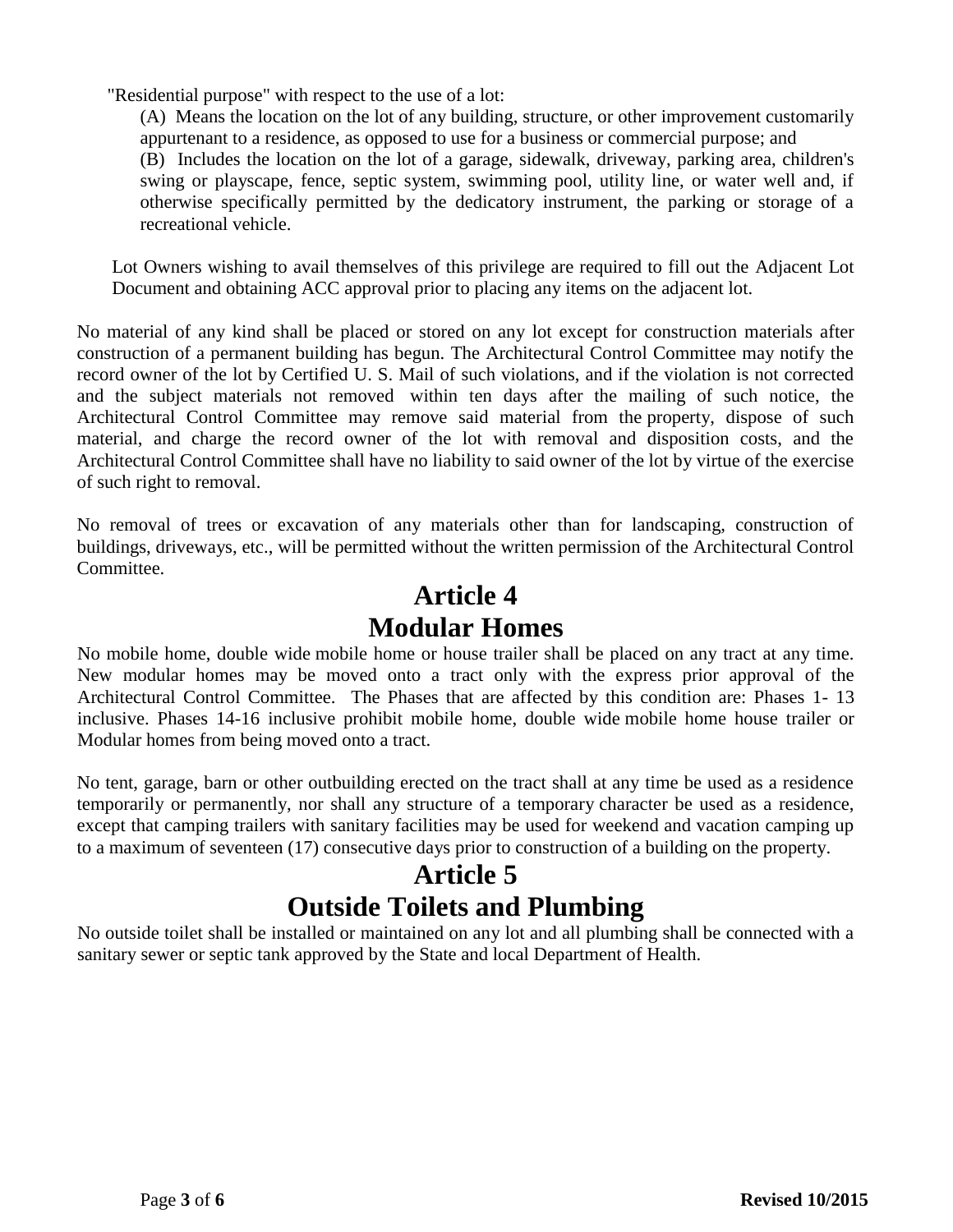"Residential purpose" with respect to the use of a lot:

(A) Means the location on the lot of any building, structure, or other improvement customarily appurtenant to a residence, as opposed to use for a business or commercial purpose; and

(B) Includes the location on the lot of a garage, sidewalk, driveway, parking area, children's swing or playscape, fence, septic system, swimming pool, utility line, or water well and, if otherwise specifically permitted by the dedicatory instrument, the parking or storage of a recreational vehicle.

Lot Owners wishing to avail themselves of this privilege are required to fill out the Adjacent Lot Document and obtaining ACC approval prior to placing any items on the adjacent lot.

No material of any kind shall be placed or stored on any lot except for construction materials after construction of a permanent building has begun. The Architectural Control Committee may notify the record owner of the lot by Certified U. S. Mail of such violations, and if the violation is not corrected and the subject materials not removed within ten days after the mailing of such notice, the Architectural Control Committee may remove said material from the property, dispose of such material, and charge the record owner of the lot with removal and disposition costs, and the Architectural Control Committee shall have no liability to said owner of the lot by virtue of the exercise of such right to removal.

No removal of trees or excavation of any materials other than for landscaping, construction of buildings, driveways, etc., will be permitted without the written permission of the Architectural Control Committee.

# Article 4
# Modular Homes

No mobile home, double wide mobile home or house trailer shall be placed on any tract at any time. New modular homes may be moved onto a tract only with the express prior approval of the Architectural Control Committee. The Phases that are affected by this condition are: Phases 1- 13 inclusive. Phases 14-16 inclusive prohibit mobile home, double wide mobile home house trailer or Modular homes from being moved onto a tract.

No tent, garage, barn or other outbuilding erected on the tract shall at any time be used as a residence temporarily or permanently, nor shall any structure of a temporary character be used as a residence, except that camping trailers with sanitary facilities may be used for weekend and vacation camping up to a maximum of seventeen (17) consecutive days prior to construction of a building on the property.

# Article 5
# Outside Toilets and Plumbing

No outside toilet shall be installed or maintained on any lot and all plumbing shall be connected with a sanitary sewer or septic tank approved by the State and local Department of Health.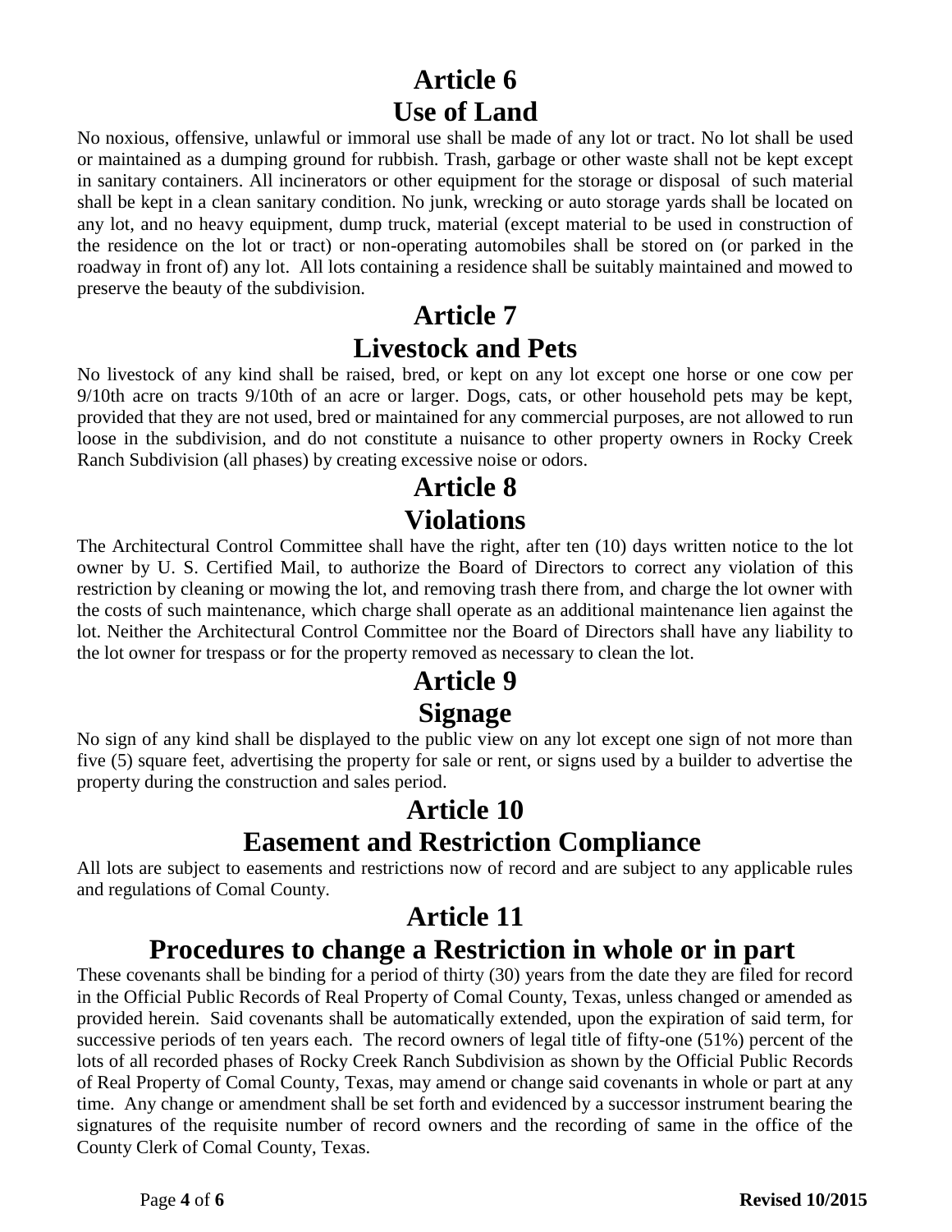# Article 6
# Use of Land

No noxious, offensive, unlawful or immoral use shall be made of any lot or tract. No lot shall be used or maintained as a dumping ground for rubbish. Trash, garbage or other waste shall not be kept except in sanitary containers. All incinerators or other equipment for the storage or disposal of such material shall be kept in a clean sanitary condition. No junk, wrecking or auto storage yards shall be located on any lot, and no heavy equipment, dump truck, material (except material to be used in construction of the residence on the lot or tract) or non-operating automobiles shall be stored on (or parked in the roadway in front of) any lot. All lots containing a residence shall be suitably maintained and mowed to preserve the beauty of the subdivision.

# Article 7
# Livestock and Pets

No livestock of any kind shall be raised, bred, or kept on any lot except one horse or one cow per 9/10th acre on tracts 9/10th of an acre or larger. Dogs, cats, or other household pets may be kept, provided that they are not used, bred or maintained for any commercial purposes, are not allowed to run loose in the subdivision, and do not constitute a nuisance to other property owners in Rocky Creek Ranch Subdivision (all phases) by creating excessive noise or odors.

# Article 8
# Violations

The Architectural Control Committee shall have the right, after ten (10) days written notice to the lot owner by U. S. Certified Mail, to authorize the Board of Directors to correct any violation of this restriction by cleaning or mowing the lot, and removing trash there from, and charge the lot owner with the costs of such maintenance, which charge shall operate as an additional maintenance lien against the lot. Neither the Architectural Control Committee nor the Board of Directors shall have any liability to the lot owner for trespass or for the property removed as necessary to clean the lot.

# Article 9
# Signage

No sign of any kind shall be displayed to the public view on any lot except one sign of not more than five (5) square feet, advertising the property for sale or rent, or signs used by a builder to advertise the property during the construction and sales period.

# Article 10
# Easement and Restriction Compliance

All lots are subject to easements and restrictions now of record and are subject to any applicable rules and regulations of Comal County.

# Article 11
# Procedures to change a Restriction in whole or in part

These covenants shall be binding for a period of thirty (30) years from the date they are filed for record in the Official Public Records of Real Property of Comal County, Texas, unless changed or amended as provided herein. Said covenants shall be automatically extended, upon the expiration of said term, for successive periods of ten years each. The record owners of legal title of fifty-one (51%) percent of the lots of all recorded phases of Rocky Creek Ranch Subdivision as shown by the Official Public Records of Real Property of Comal County, Texas, may amend or change said covenants in whole or part at any time. Any change or amendment shall be set forth and evidenced by a successor instrument bearing the signatures of the requisite number of record owners and the recording of same in the office of the County Clerk of Comal County, Texas.

**Revised 10/2015**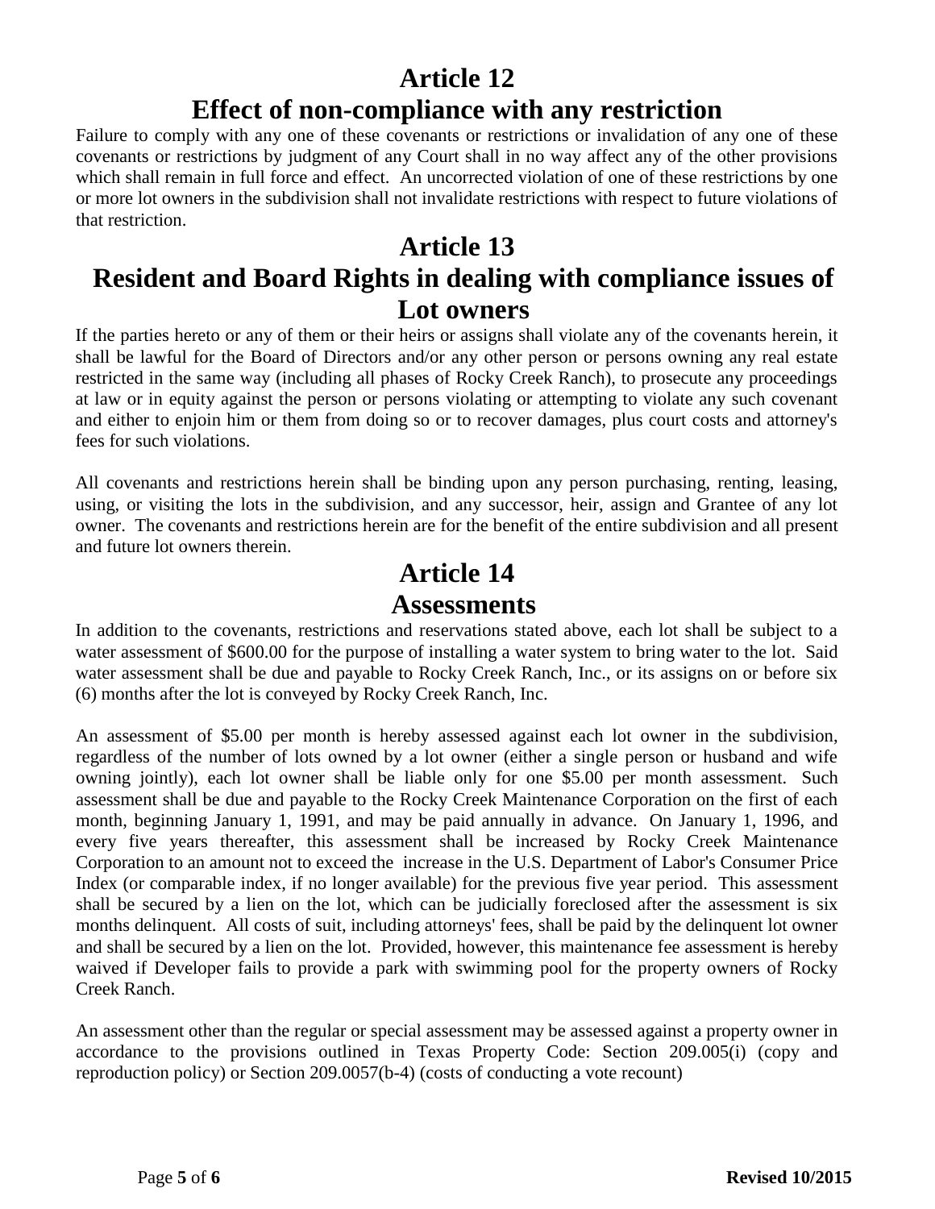# Article 12

# Effect of non-compliance with any restriction

Failure to comply with any one of these covenants or restrictions or invalidation of any one of these covenants or restrictions by judgment of any Court shall in no way affect any of the other provisions which shall remain in full force and effect. An uncorrected violation of one of these restrictions by one or more lot owners in the subdivision shall not invalidate restrictions with respect to future violations of that restriction.

# Article 13

# Resident and Board Rights in dealing with compliance issues of Lot owners

If the parties hereto or any of them or their heirs or assigns shall violate any of the covenants herein, it shall be lawful for the Board of Directors and/or any other person or persons owning any real estate restricted in the same way (including all phases of Rocky Creek Ranch), to prosecute any proceedings at law or in equity against the person or persons violating or attempting to violate any such covenant and either to enjoin him or them from doing so or to recover damages, plus court costs and attorney's fees for such violations.

All covenants and restrictions herein shall be binding upon any person purchasing, renting, leasing, using, or visiting the lots in the subdivision, and any successor, heir, assign and Grantee of any lot owner. The covenants and restrictions herein are for the benefit of the entire subdivision and all present and future lot owners therein.

# Article 14

# Assessments

In addition to the covenants, restrictions and reservations stated above, each lot shall be subject to a water assessment of $600.00 for the purpose of installing a water system to bring water to the lot. Said water assessment shall be due and payable to Rocky Creek Ranch, Inc., or its assigns on or before six (6) months after the lot is conveyed by Rocky Creek Ranch, Inc.

An assessment of $5.00 per month is hereby assessed against each lot owner in the subdivision, regardless of the number of lots owned by a lot owner (either a single person or husband and wife owning jointly), each lot owner shall be liable only for one $5.00 per month assessment. Such assessment shall be due and payable to the Rocky Creek Maintenance Corporation on the first of each month, beginning January 1, 1991, and may be paid annually in advance. On January 1, 1996, and every five years thereafter, this assessment shall be increased by Rocky Creek Maintenance Corporation to an amount not to exceed the increase in the U.S. Department of Labor's Consumer Price Index (or comparable index, if no longer available) for the previous five year period. This assessment shall be secured by a lien on the lot, which can be judicially foreclosed after the assessment is six months delinquent. All costs of suit, including attorneys' fees, shall be paid by the delinquent lot owner and shall be secured by a lien on the lot. Provided, however, this maintenance fee assessment is hereby waived if Developer fails to provide a park with swimming pool for the property owners of Rocky Creek Ranch.

An assessment other than the regular or special assessment may be assessed against a property owner in accordance to the provisions outlined in Texas Property Code: Section 209.005(i) (copy and reproduction policy) or Section 209.0057(b-4) (costs of conducting a vote recount)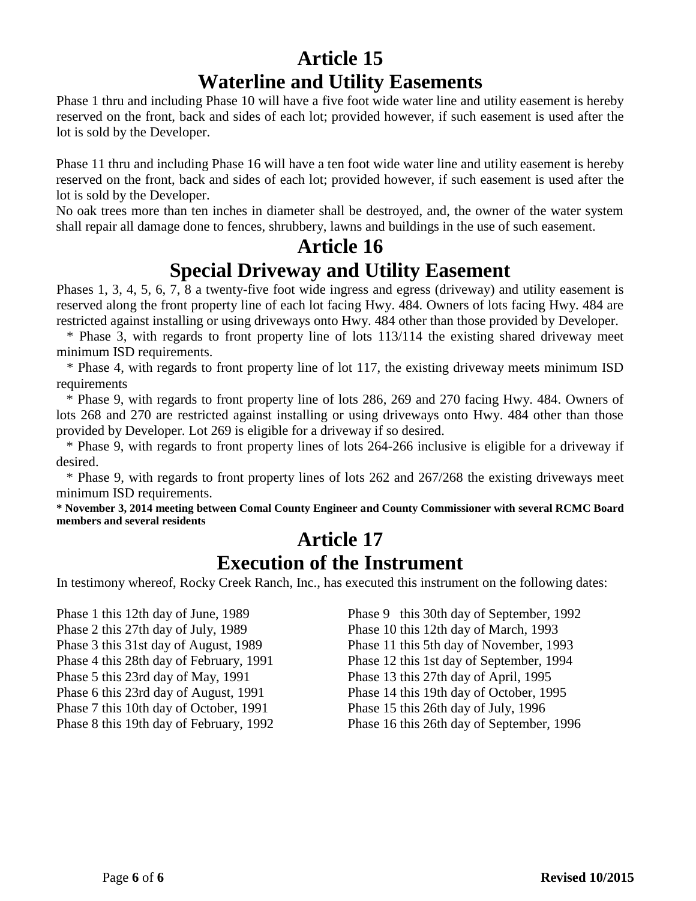# Article 15
# Waterline and Utility Easements

Phase 1 thru and including Phase 10 will have a five foot wide water line and utility easement is hereby reserved on the front, back and sides of each lot; provided however, if such easement is used after the lot is sold by the Developer.

Phase 11 thru and including Phase 16 will have a ten foot wide water line and utility easement is hereby reserved on the front, back and sides of each lot; provided however, if such easement is used after the lot is sold by the Developer.

No oak trees more than ten inches in diameter shall be destroyed, and, the owner of the water system shall repair all damage done to fences, shrubbery, lawns and buildings in the use of such easement.

# Article 16
# Special Driveway and Utility Easement

Phases 1, 3, 4, 5, 6, 7, 8 a twenty-five foot wide ingress and egress (driveway) and utility easement is reserved along the front property line of each lot facing Hwy. 484. Owners of lots facing Hwy. 484 are restricted against installing or using driveways onto Hwy. 484 other than those provided by Developer.

\* Phase 3, with regards to front property line of lots 113/114 the existing shared driveway meet minimum ISD requirements.

\* Phase 4, with regards to front property line of lot 117, the existing driveway meets minimum ISD requirements

\* Phase 9, with regards to front property line of lots 286, 269 and 270 facing Hwy. 484. Owners of lots 268 and 270 are restricted against installing or using driveways onto Hwy. 484 other than those provided by Developer. Lot 269 is eligible for a driveway if so desired.

\* Phase 9, with regards to front property lines of lots 264-266 inclusive is eligible for a driveway if desired.

\* Phase 9, with regards to front property lines of lots 262 and 267/268 the existing driveways meet minimum ISD requirements.

**\* November 3, 2014 meeting between Comal County Engineer and County Commissioner with several RCMC Board members and several residents**

# Article 17
# Execution of the Instrument

In testimony whereof, Rocky Creek Ranch, Inc., has executed this instrument on the following dates:

Phase 1 this 12th day of June, 1989
Phase 2 this 27th day of July, 1989
Phase 3 this 31st day of August, 1989
Phase 4 this 28th day of February, 1991
Phase 5 this 23rd day of May, 1991
Phase 6 this 23rd day of August, 1991
Phase 7 this 10th day of October, 1991
Phase 8 this 19th day of February, 1992
Phase 9 this 30th day of September, 1992
Phase 10 this 12th day of March, 1993
Phase 11 this 5th day of November, 1993
Phase 12 this 1st day of September, 1994
Phase 13 this 27th day of April, 1995
Phase 14 this 19th day of October, 1995
Phase 15 this 26th day of July, 1996
Phase 16 this 26th day of September, 1996

**Revised 10/2015**